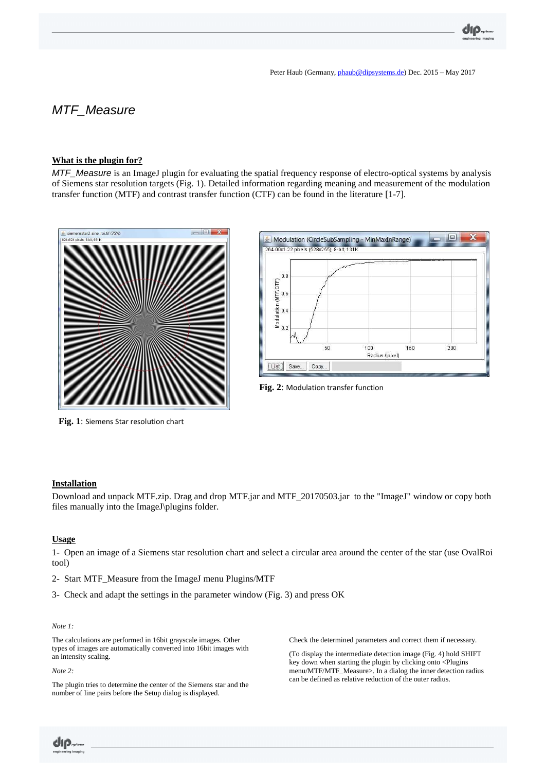Peter Haub (Germany, phaub@dipsystems.de) Dec. 2015 – May 2017

# *MTF_Measure*

## What is the plugin for?

*MTF_Measure* is an ImageJ plugin for evaluating the spatial frequency response of electro-optical systems by analysis of Siemens star resolution targets (Fig. 1). Detailed information regarding meaning and measurement of the modulation transfer function (MTF) and contrast transfer function (CTF) can be found in the literature [1-7].

**Fig. 1**: Siemens Star resolution chart

**Fig. 2**: Modulation transfer function

## Installation

Download and unpack MTF.zip. Drag and drop MTF.jar and MTF_20170503.jar to the "ImageJ" window or copy both files manually into the ImageJ\plugins folder.

## Usage

1- Open an image of a Siemens star resolution chart and select a circular area around the center of the star (use OvalRoi tool)

2- Start MTF_Measure from the ImageJ menu Plugins/MTF

3- Check and adapt the settings in the parameter window (Fig. 3) and press OK

*Note 1:*

The calculations are performed in 16bit grayscale images. Other types of images are automatically converted into 16bit images with an intensity scaling.

*Note 2:*

The plugin tries to determine the center of the Siemens star and the number of line pairs before the Setup dialog is displayed.

Check the determined parameters and correct them if necessary.

(To display the intermediate detection image (Fig. 4) hold SHIFT key down when starting the plugin by clicking onto <Plugins menu/MTF/MTF_Measure>. In a dialog the inner detection radius can be defined as relative reduction of the outer radius.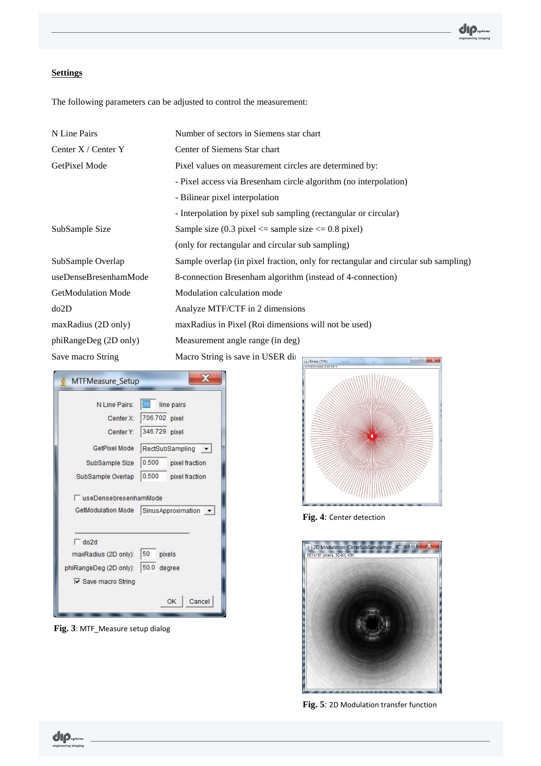**Settings**

The following parameters can be adjusted to control the measurement:

| | |
|---|---|
| N Line Pairs | Number of sectors in Siemens star chart |
| Center X / Center Y | Center of Siemens Star chart |
| GetPixel Mode | Pixel values on measurement circles are determined by: |
| | - Pixel access via Bresenham circle algorithm (no interpolation) |
| | - Bilinear pixel interpolation |
| | - Interpolation by pixel sub sampling (rectangular or circular) |
| SubSample Size | Sample size (0.3 pixel <= sample size <= 0.8 pixel) |
| | (only for rectangular and circular sub sampling) |
| SubSample Overlap | Sample overlap (in pixel fraction, only for rectangular and circular sub sampling) |
| useDenseBresenhamMode | 8-connection Bresenham algorithm (instead of 4-connection) |
| GetModulation Mode | Modulation calculation mode |
| do2D | Analyze MTF/CTF in 2 dimensions |
| maxRadius (2D only) | maxRadius in Pixel (Roi dimensions will not be used) |
| phiRangeDeg (2D only) | Measurement angle range (in deg) |
| Save macro String | Macro String is save in USER di |

**Fig. 3**: MTF_Measure setup dialog

**Fig. 4**: Center detection

**Fig. 5**: 2D Modulation transfer function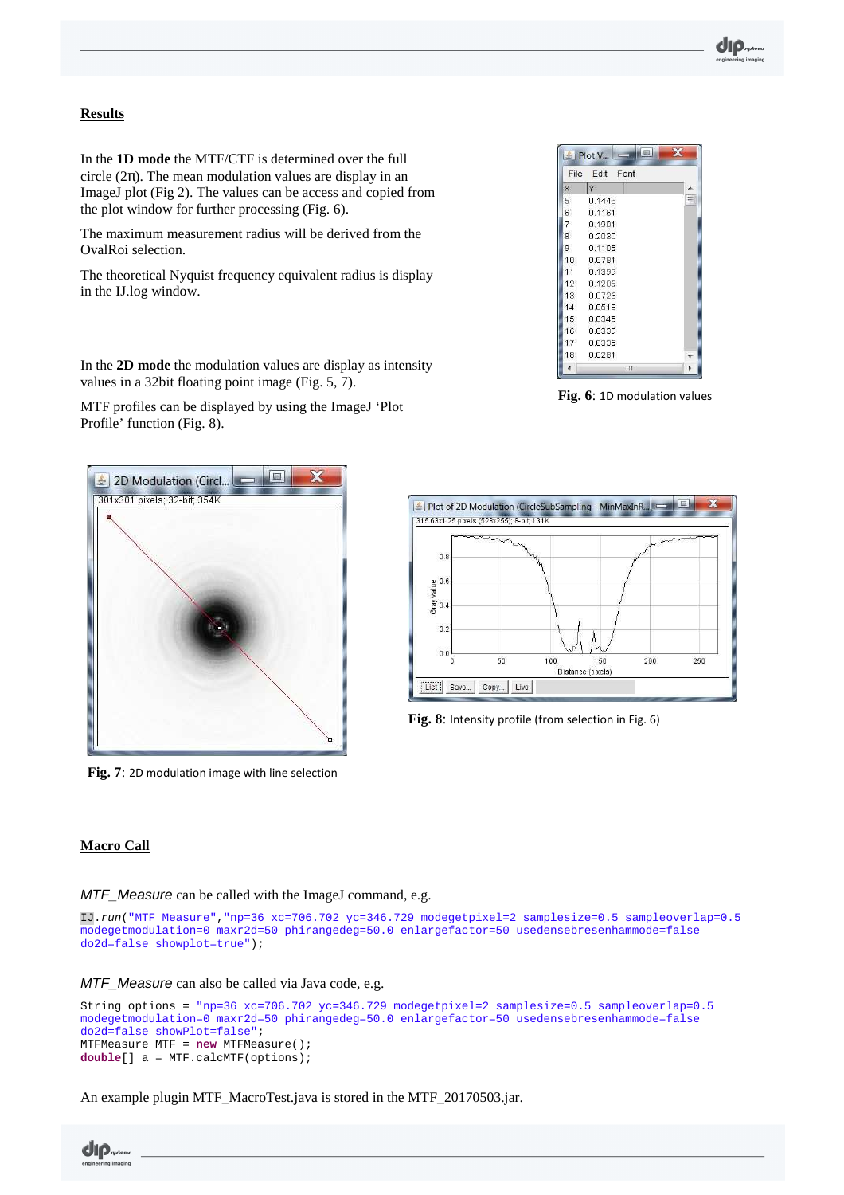## Results

In the **1D mode** the MTF/CTF is determined over the full circle ($2\pi$). The mean modulation values are display in an ImageJ plot (Fig 2). The values can be access and copied from the plot window for further processing (Fig. 6).

The maximum measurement radius will be derived from the OvalRoi selection.

The theoretical Nyquist frequency equivalent radius is display in the IJ.log window.

In the **2D mode** the modulation values are display as intensity values in a 32bit floating point image (Fig. 5, 7).

MTF profiles can be displayed by using the ImageJ 'Plot Profile' function (Fig. 8).

**Fig. 6**: 1D modulation values

**Fig. 7**: 2D modulation image with line selection

**Fig. 8**: Intensity profile (from selection in Fig. 6)

## Macro Call

*MTF_Measure* can be called with the ImageJ command, e.g.

```
IJ.run("MTF Measure","np=36 xc=706.702 yc=346.729 modegetpixel=2 samplesize=0.5 sampleoverlap=0.5 modegetmodulation=0 maxr2d=50 phirangedeg=50.0 enlargefactor=50 usedensebresenhammode=false do2d=false showplot=true");
```

*MTF_Measure* can also be called via Java code, e.g.

```
String options = "np=36 xc=706.702 yc=346.729 modegetpixel=2 samplesize=0.5 sampleoverlap=0.5
modegetmodulation=0 maxr2d=50 phirangedeg=50.0 enlargefactor=50 usedensebresenhammode=false
do2d=false showPlot=false";
MTFMeasure MTF = new MTFMeasure();
double[] a = MTF.calcMTF(options);
```

An example plugin MTF_MacroTest.java is stored in the MTF_20170503.jar.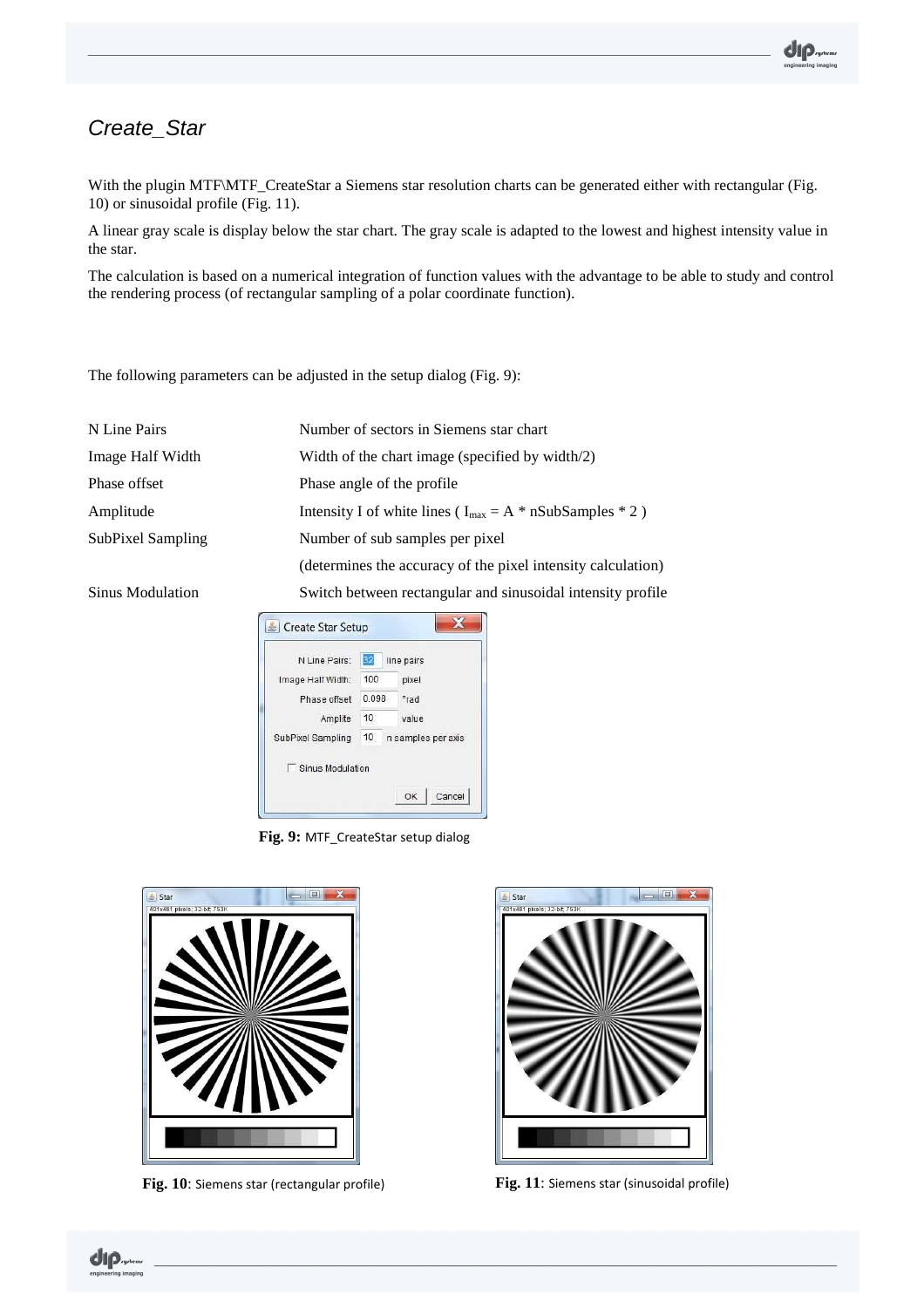# *Create_Star*

With the plugin MTF\MTF_CreateStar a Siemens star resolution charts can be generated either with rectangular (Fig. 10) or sinusoidal profile (Fig. 11).

A linear gray scale is display below the star chart. The gray scale is adapted to the lowest and highest intensity value in the star.

The calculation is based on a numerical integration of function values with the advantage to be able to study and control the rendering process (of rectangular sampling of a polar coordinate function).

The following parameters can be adjusted in the setup dialog (Fig. 9):

| | |
|---|---|
| N Line Pairs | Number of sectors in Siemens star chart |
| Image Half Width | Width of the chart image (specified by width/2) |
| Phase offset | Phase angle of the profile |
| Amplitude | Intensity I of white lines ( $I_{max} = A * nSubSamples * 2$ ) |
| SubPixel Sampling | Number of sub samples per pixel |
| | (determines the accuracy of the pixel intensity calculation) |
| Sinus Modulation | Switch between rectangular and sinusoidal intensity profile |

**Fig. 9:** MTF_CreateStar setup dialog

**Fig. 10**: Siemens star (rectangular profile)

**Fig. 11**: Siemens star (sinusoidal profile)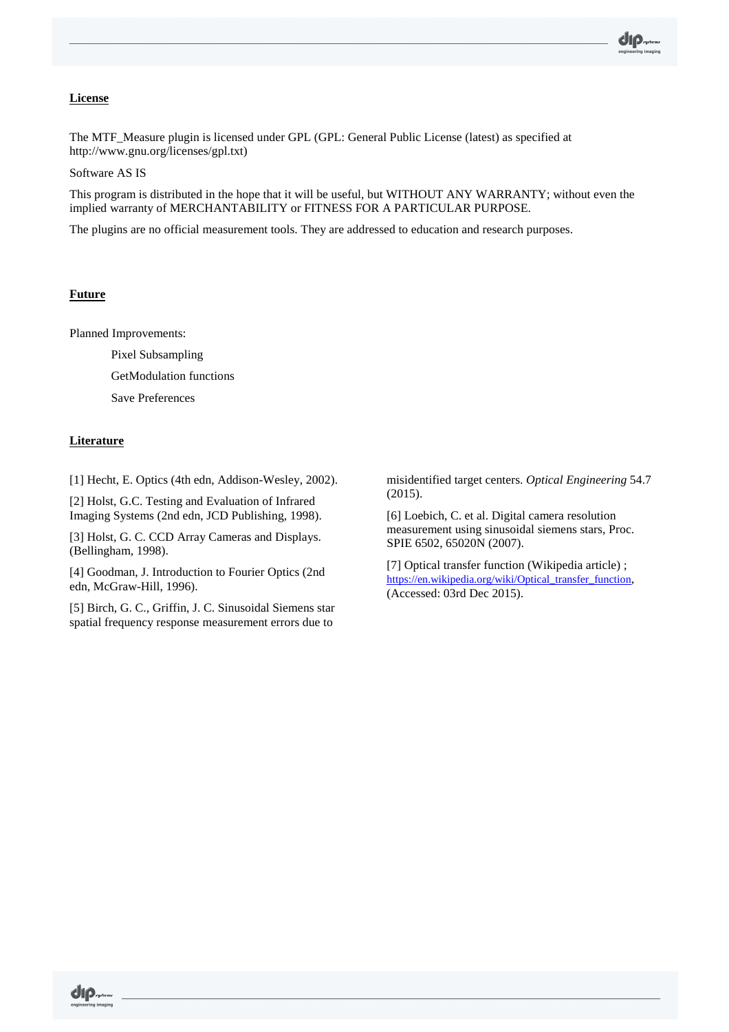## License

The MTF_Measure plugin is licensed under GPL (GPL: General Public License (latest) as specified at http://www.gnu.org/licenses/gpl.txt)

Software AS IS

This program is distributed in the hope that it will be useful, but WITHOUT ANY WARRANTY; without even the implied warranty of MERCHANTABILITY or FITNESS FOR A PARTICULAR PURPOSE.

The plugins are no official measurement tools. They are addressed to education and research purposes.

## Future

Planned Improvements:

- Pixel Subsampling
- GetModulation functions
- Save Preferences

## Literature

[1] Hecht, E. Optics (4th edn, Addison-Wesley, 2002).

[2] Holst, G.C. Testing and Evaluation of Infrared Imaging Systems (2nd edn, JCD Publishing, 1998).

[3] Holst, G. C. CCD Array Cameras and Displays. (Bellingham, 1998).

[4] Goodman, J. Introduction to Fourier Optics (2nd edn, McGraw-Hill, 1996).

[5] Birch, G. C., Griffin, J. C. Sinusoidal Siemens star spatial frequency response measurement errors due to misidentified target centers. *Optical Engineering* 54.7 (2015).

[6] Loebich, C. et al. Digital camera resolution measurement using sinusoidal siemens stars, Proc. SPIE 6502, 65020N (2007).

[7] Optical transfer function (Wikipedia article) ; https://en.wikipedia.org/wiki/Optical_transfer_function, (Accessed: 03rd Dec 2015).